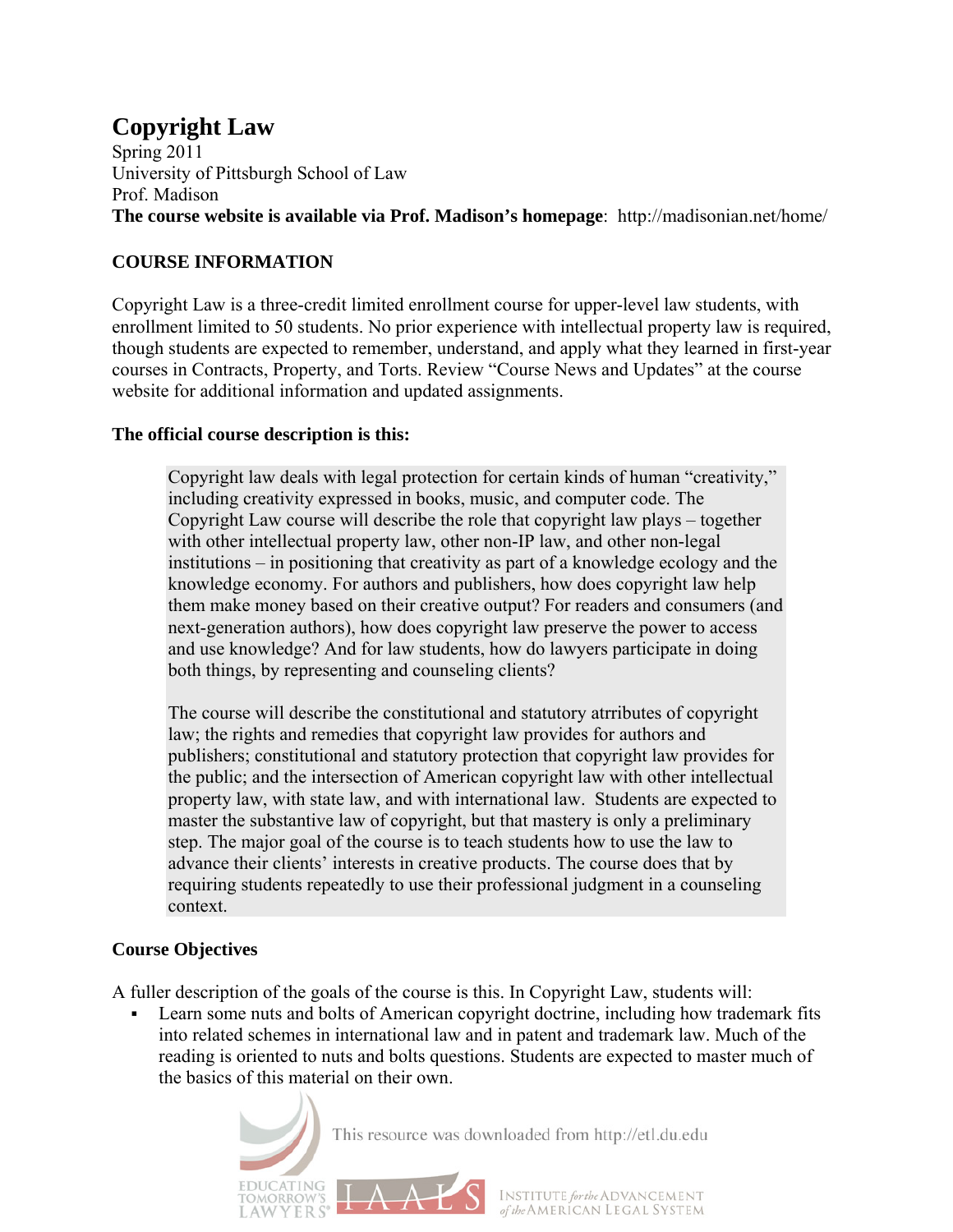# Copyright Law

Spring 2011
University of Pittsburgh School of Law
Prof. Madison
**The course website is available via Prof. Madison's homepage**: http://madisonian.net/home/

## COURSE INFORMATION

Copyright Law is a three-credit limited enrollment course for upper-level law students, with enrollment limited to 50 students. No prior experience with intellectual property law is required, though students are expected to remember, understand, and apply what they learned in first-year courses in Contracts, Property, and Torts. Review "Course News and Updates" at the course website for additional information and updated assignments.

### The official course description is this:

> Copyright law deals with legal protection for certain kinds of human "creativity," including creativity expressed in books, music, and computer code. The Copyright Law course will describe the role that copyright law plays – together with other intellectual property law, other non-IP law, and other non-legal institutions – in positioning that creativity as part of a knowledge ecology and the knowledge economy. For authors and publishers, how does copyright law help them make money based on their creative output? For readers and consumers (and next-generation authors), how does copyright law preserve the power to access and use knowledge? And for law students, how do lawyers participate in doing both things, by representing and counseling clients?
>
> The course will describe the constitutional and statutory atrributes of copyright law; the rights and remedies that copyright law provides for authors and publishers; constitutional and statutory protection that copyright law provides for the public; and the intersection of American copyright law with other intellectual property law, with state law, and with international law. Students are expected to master the substantive law of copyright, but that mastery is only a preliminary step. The major goal of the course is to teach students how to use the law to advance their clients' interests in creative products. The course does that by requiring students repeatedly to use their professional judgment in a counseling context.

### Course Objectives

A fuller description of the goals of the course is this. In Copyright Law, students will:

- Learn some nuts and bolts of American copyright doctrine, including how trademark fits into related schemes in international law and in patent and trademark law. Much of the reading is oriented to nuts and bolts questions. Students are expected to master much of the basics of this material on their own.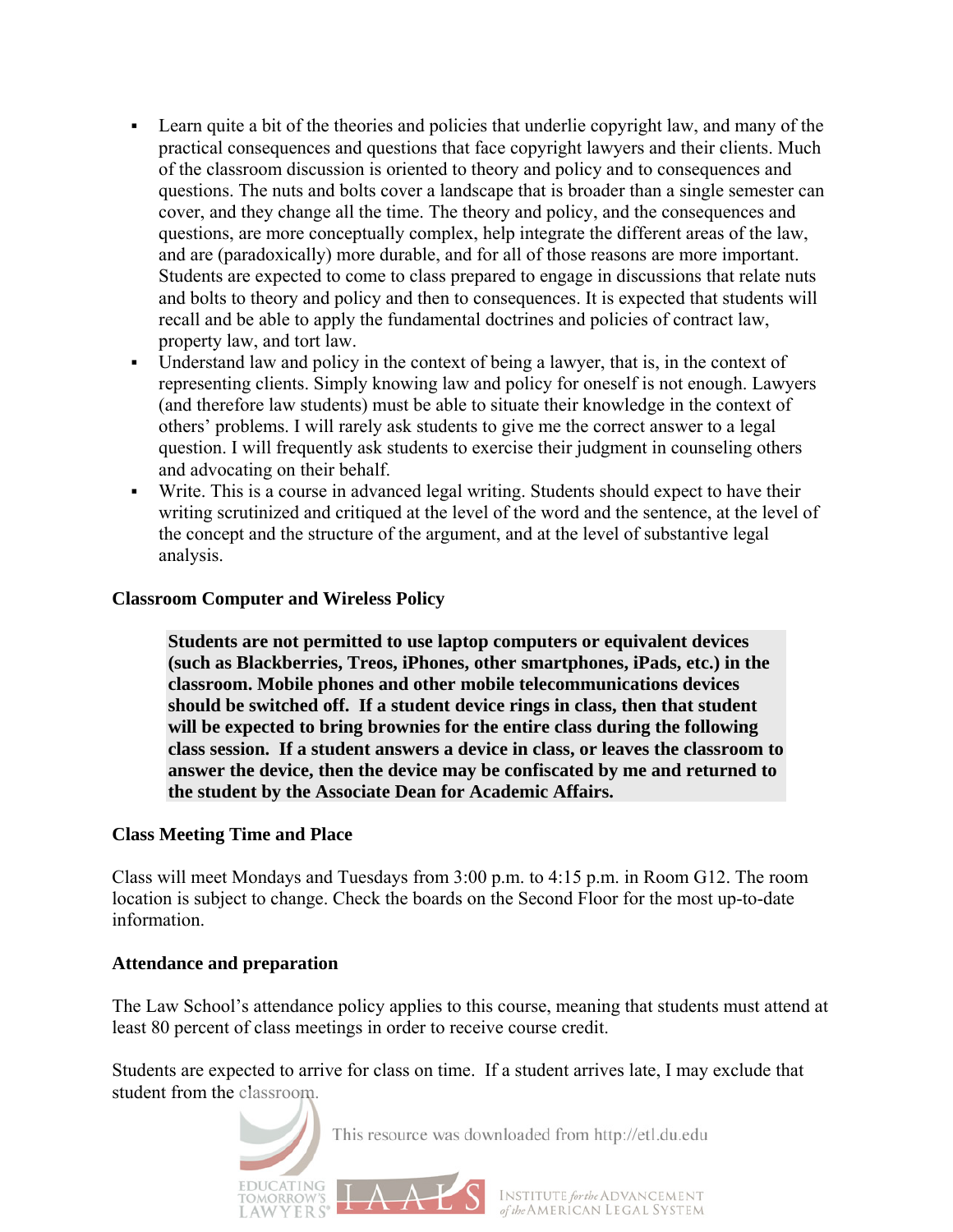- Learn quite a bit of the theories and policies that underlie copyright law, and many of the practical consequences and questions that face copyright lawyers and their clients. Much of the classroom discussion is oriented to theory and policy and to consequences and questions. The nuts and bolts cover a landscape that is broader than a single semester can cover, and they change all the time. The theory and policy, and the consequences and questions, are more conceptually complex, help integrate the different areas of the law, and are (paradoxically) more durable, and for all of those reasons are more important. Students are expected to come to class prepared to engage in discussions that relate nuts and bolts to theory and policy and then to consequences. It is expected that students will recall and be able to apply the fundamental doctrines and policies of contract law, property law, and tort law.
- Understand law and policy in the context of being a lawyer, that is, in the context of representing clients. Simply knowing law and policy for oneself is not enough. Lawyers (and therefore law students) must be able to situate their knowledge in the context of others' problems. I will rarely ask students to give me the correct answer to a legal question. I will frequently ask students to exercise their judgment in counseling others and advocating on their behalf.
- Write. This is a course in advanced legal writing. Students should expect to have their writing scrutinized and critiqued at the level of the word and the sentence, at the level of the concept and the structure of the argument, and at the level of substantive legal analysis.

**Classroom Computer and Wireless Policy**

> **Students are not permitted to use laptop computers or equivalent devices (such as Blackberries, Treos, iPhones, other smartphones, iPads, etc.) in the classroom. Mobile phones and other mobile telecommunications devices should be switched off. If a student device rings in class, then that student will be expected to bring brownies for the entire class during the following class session. If a student answers a device in class, or leaves the classroom to answer the device, then the device may be confiscated by me and returned to the student by the Associate Dean for Academic Affairs.**

**Class Meeting Time and Place**

Class will meet Mondays and Tuesdays from 3:00 p.m. to 4:15 p.m. in Room G12. The room location is subject to change. Check the boards on the Second Floor for the most up-to-date information.

**Attendance and preparation**

The Law School's attendance policy applies to this course, meaning that students must attend at least 80 percent of class meetings in order to receive course credit.

Students are expected to arrive for class on time. If a student arrives late, I may exclude that student from the classroom.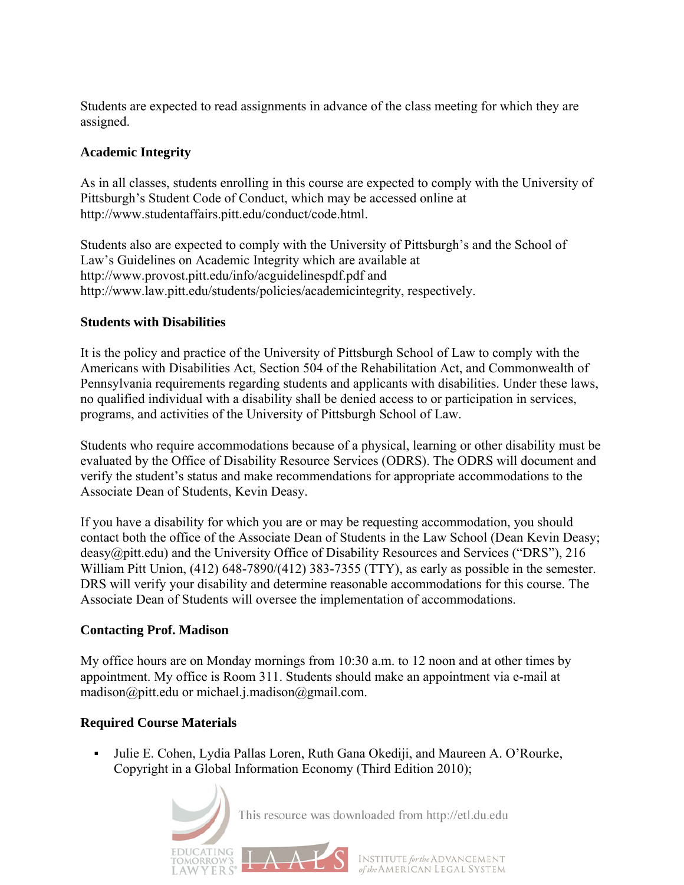Students are expected to read assignments in advance of the class meeting for which they are assigned.

### Academic Integrity

As in all classes, students enrolling in this course are expected to comply with the University of Pittsburgh's Student Code of Conduct, which may be accessed online at http://www.studentaffairs.pitt.edu/conduct/code.html.

Students also are expected to comply with the University of Pittsburgh's and the School of Law's Guidelines on Academic Integrity which are available at http://www.provost.pitt.edu/info/acguidelinespdf.pdf and http://www.law.pitt.edu/students/policies/academicintegrity, respectively.

### Students with Disabilities

It is the policy and practice of the University of Pittsburgh School of Law to comply with the Americans with Disabilities Act, Section 504 of the Rehabilitation Act, and Commonwealth of Pennsylvania requirements regarding students and applicants with disabilities. Under these laws, no qualified individual with a disability shall be denied access to or participation in services, programs, and activities of the University of Pittsburgh School of Law.

Students who require accommodations because of a physical, learning or other disability must be evaluated by the Office of Disability Resource Services (ODRS). The ODRS will document and verify the student's status and make recommendations for appropriate accommodations to the Associate Dean of Students, Kevin Deasy.

If you have a disability for which you are or may be requesting accommodation, you should contact both the office of the Associate Dean of Students in the Law School (Dean Kevin Deasy; deasy@pitt.edu) and the University Office of Disability Resources and Services ("DRS"), 216 William Pitt Union, (412) 648-7890/(412) 383-7355 (TTY), as early as possible in the semester. DRS will verify your disability and determine reasonable accommodations for this course. The Associate Dean of Students will oversee the implementation of accommodations.

### Contacting Prof. Madison

My office hours are on Monday mornings from 10:30 a.m. to 12 noon and at other times by appointment. My office is Room 311. Students should make an appointment via e-mail at madison@pitt.edu or michael.j.madison@gmail.com.

### Required Course Materials

- Julie E. Cohen, Lydia Pallas Loren, Ruth Gana Okediji, and Maureen A. O'Rourke, Copyright in a Global Information Economy (Third Edition 2010);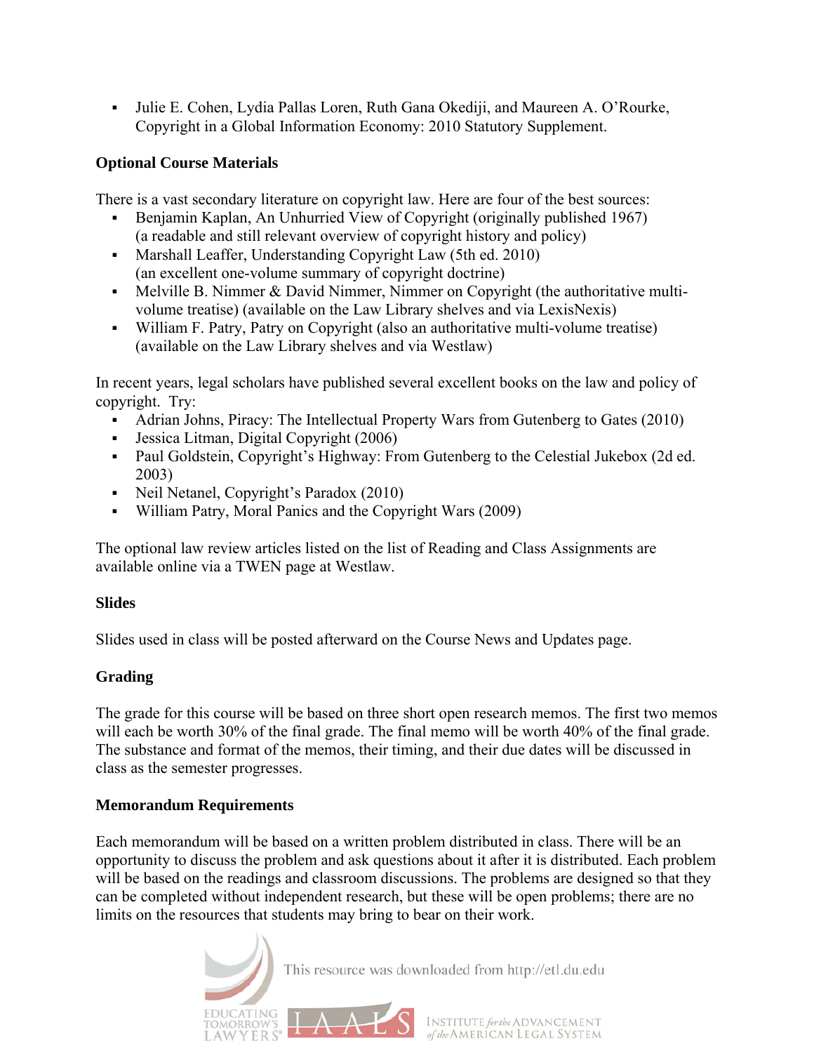- Julie E. Cohen, Lydia Pallas Loren, Ruth Gana Okediji, and Maureen A. O'Rourke, Copyright in a Global Information Economy: 2010 Statutory Supplement.

**Optional Course Materials**

There is a vast secondary literature on copyright law. Here are four of the best sources:

- Benjamin Kaplan, An Unhurried View of Copyright (originally published 1967) (a readable and still relevant overview of copyright history and policy)
- Marshall Leaffer, Understanding Copyright Law (5th ed. 2010) (an excellent one-volume summary of copyright doctrine)
- Melville B. Nimmer & David Nimmer, Nimmer on Copyright (the authoritative multi-volume treatise) (available on the Law Library shelves and via LexisNexis)
- William F. Patry, Patry on Copyright (also an authoritative multi-volume treatise) (available on the Law Library shelves and via Westlaw)

In recent years, legal scholars have published several excellent books on the law and policy of copyright. Try:

- Adrian Johns, Piracy: The Intellectual Property Wars from Gutenberg to Gates (2010)
- Jessica Litman, Digital Copyright (2006)
- Paul Goldstein, Copyright's Highway: From Gutenberg to the Celestial Jukebox (2d ed. 2003)
- Neil Netanel, Copyright's Paradox (2010)
- William Patry, Moral Panics and the Copyright Wars (2009)

The optional law review articles listed on the list of Reading and Class Assignments are available online via a TWEN page at Westlaw.

**Slides**

Slides used in class will be posted afterward on the Course News and Updates page.

**Grading**

The grade for this course will be based on three short open research memos. The first two memos will each be worth 30% of the final grade. The final memo will be worth 40% of the final grade. The substance and format of the memos, their timing, and their due dates will be discussed in class as the semester progresses.

**Memorandum Requirements**

Each memorandum will be based on a written problem distributed in class. There will be an opportunity to discuss the problem and ask questions about it after it is distributed. Each problem will be based on the readings and classroom discussions. The problems are designed so that they can be completed without independent research, but these will be open problems; there are no limits on the resources that students may bring to bear on their work.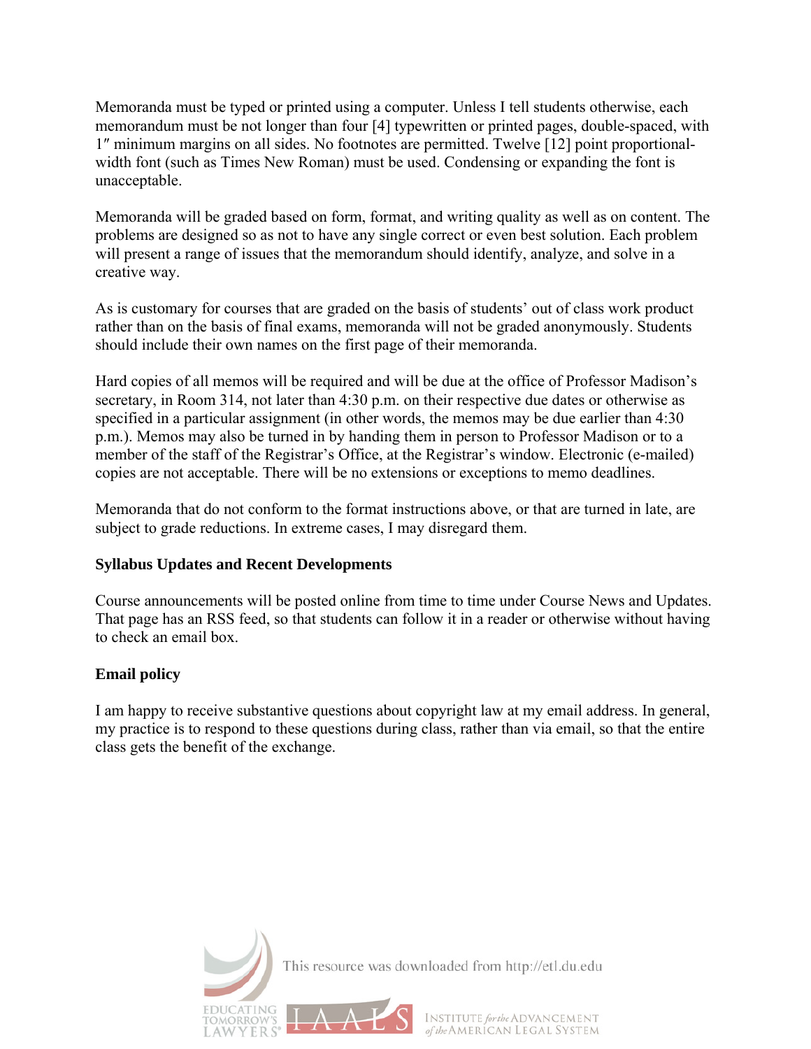Memoranda must be typed or printed using a computer. Unless I tell students otherwise, each memorandum must be not longer than four [4] typewritten or printed pages, double-spaced, with 1″ minimum margins on all sides. No footnotes are permitted. Twelve [12] point proportional-width font (such as Times New Roman) must be used. Condensing or expanding the font is unacceptable.

Memoranda will be graded based on form, format, and writing quality as well as on content. The problems are designed so as not to have any single correct or even best solution. Each problem will present a range of issues that the memorandum should identify, analyze, and solve in a creative way.

As is customary for courses that are graded on the basis of students' out of class work product rather than on the basis of final exams, memoranda will not be graded anonymously. Students should include their own names on the first page of their memoranda.

Hard copies of all memos will be required and will be due at the office of Professor Madison's secretary, in Room 314, not later than 4:30 p.m. on their respective due dates or otherwise as specified in a particular assignment (in other words, the memos may be due earlier than 4:30 p.m.). Memos may also be turned in by handing them in person to Professor Madison or to a member of the staff of the Registrar's Office, at the Registrar's window. Electronic (e-mailed) copies are not acceptable. There will be no extensions or exceptions to memo deadlines.

Memoranda that do not conform to the format instructions above, or that are turned in late, are subject to grade reductions. In extreme cases, I may disregard them.

**Syllabus Updates and Recent Developments**

Course announcements will be posted online from time to time under Course News and Updates. That page has an RSS feed, so that students can follow it in a reader or otherwise without having to check an email box.

**Email policy**

I am happy to receive substantive questions about copyright law at my email address. In general, my practice is to respond to these questions during class, rather than via email, so that the entire class gets the benefit of the exchange.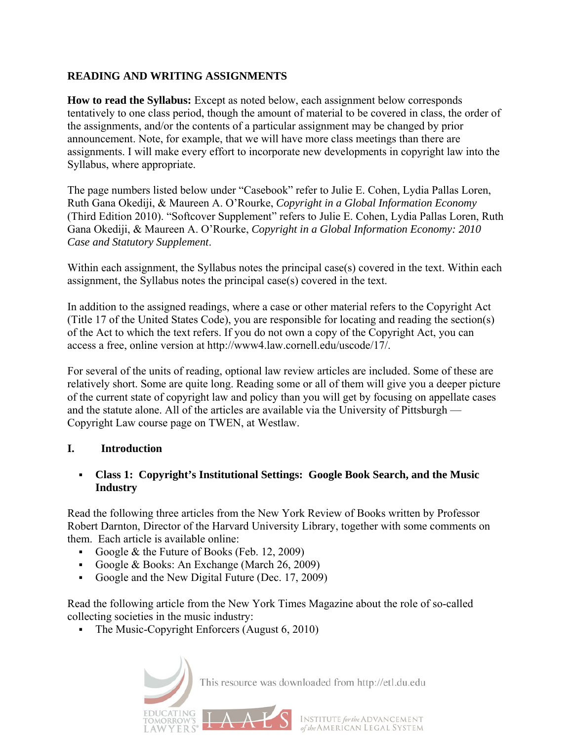**READING AND WRITING ASSIGNMENTS**

**How to read the Syllabus:** Except as noted below, each assignment below corresponds tentatively to one class period, though the amount of material to be covered in class, the order of the assignments, and/or the contents of a particular assignment may be changed by prior announcement. Note, for example, that we will have more class meetings than there are assignments. I will make every effort to incorporate new developments in copyright law into the Syllabus, where appropriate.

The page numbers listed below under "Casebook" refer to Julie E. Cohen, Lydia Pallas Loren, Ruth Gana Okediji, & Maureen A. O'Rourke, *Copyright in a Global Information Economy* (Third Edition 2010). "Softcover Supplement" refers to Julie E. Cohen, Lydia Pallas Loren, Ruth Gana Okediji, & Maureen A. O'Rourke, *Copyright in a Global Information Economy: 2010 Case and Statutory Supplement*.

Within each assignment, the Syllabus notes the principal case(s) covered in the text. Within each assignment, the Syllabus notes the principal case(s) covered in the text.

In addition to the assigned readings, where a case or other material refers to the Copyright Act (Title 17 of the United States Code), you are responsible for locating and reading the section(s) of the Act to which the text refers. If you do not own a copy of the Copyright Act, you can access a free, online version at http://www4.law.cornell.edu/uscode/17/.

For several of the units of reading, optional law review articles are included. Some of these are relatively short. Some are quite long. Reading some or all of them will give you a deeper picture of the current state of copyright law and policy than you will get by focusing on appellate cases and the statute alone. All of the articles are available via the University of Pittsburgh — Copyright Law course page on TWEN, at Westlaw.

## I. Introduction

- **Class 1: Copyright's Institutional Settings: Google Book Search, and the Music Industry**

Read the following three articles from the New York Review of Books written by Professor Robert Darnton, Director of the Harvard University Library, together with some comments on them. Each article is available online:

- Google & the Future of Books (Feb. 12, 2009)
- Google & Books: An Exchange (March 26, 2009)
- Google and the New Digital Future (Dec. 17, 2009)

Read the following article from the New York Times Magazine about the role of so-called collecting societies in the music industry:

- The Music-Copyright Enforcers (August 6, 2010)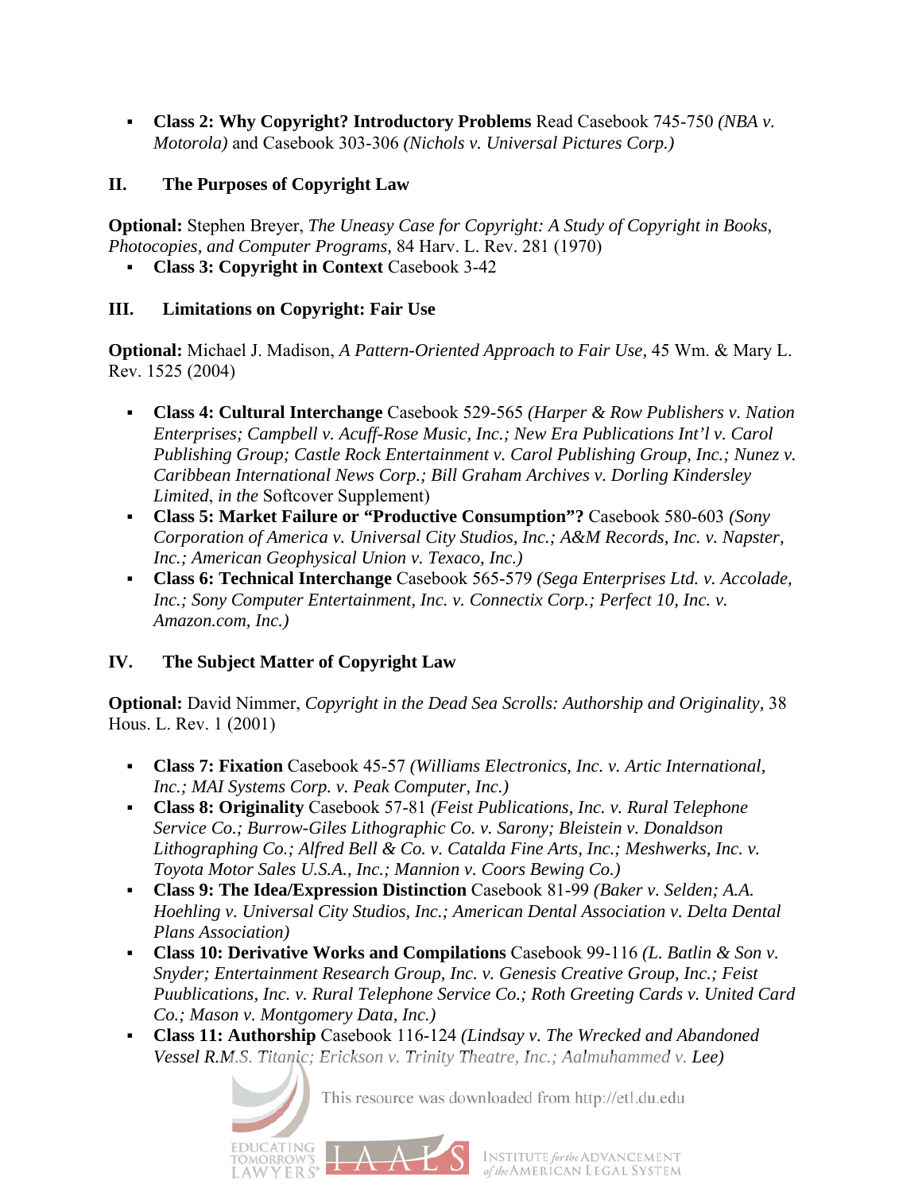- **Class 2: Why Copyright? Introductory Problems** Read Casebook 745-750 *(NBA v. Motorola)* and Casebook 303-306 *(Nichols v. Universal Pictures Corp.)*

## II. The Purposes of Copyright Law

**Optional:** Stephen Breyer, *The Uneasy Case for Copyright: A Study of Copyright in Books, Photocopies, and Computer Programs*, 84 Harv. L. Rev. 281 (1970)

- **Class 3: Copyright in Context** Casebook 3-42

## III. Limitations on Copyright: Fair Use

**Optional:** Michael J. Madison, *A Pattern-Oriented Approach to Fair Use*, 45 Wm. & Mary L. Rev. 1525 (2004)

- **Class 4: Cultural Interchange** Casebook 529-565 *(Harper & Row Publishers v. Nation Enterprises; Campbell v. Acuff-Rose Music, Inc.; New Era Publications Int'l v. Carol Publishing Group; Castle Rock Entertainment v. Carol Publishing Group, Inc.; Nunez v. Caribbean International News Corp.; Bill Graham Archives v. Dorling Kindersley Limited, in the* Softcover Supplement)
- **Class 5: Market Failure or "Productive Consumption"?** Casebook 580-603 *(Sony Corporation of America v. Universal City Studios, Inc.; A&M Records, Inc. v. Napster, Inc.; American Geophysical Union v. Texaco, Inc.)*
- **Class 6: Technical Interchange** Casebook 565-579 *(Sega Enterprises Ltd. v. Accolade, Inc.; Sony Computer Entertainment, Inc. v. Connectix Corp.; Perfect 10, Inc. v. Amazon.com, Inc.)*

## IV. The Subject Matter of Copyright Law

**Optional:** David Nimmer, *Copyright in the Dead Sea Scrolls: Authorship and Originality*, 38 Hous. L. Rev. 1 (2001)

- **Class 7: Fixation** Casebook 45-57 *(Williams Electronics, Inc. v. Artic International, Inc.; MAI Systems Corp. v. Peak Computer, Inc.)*
- **Class 8: Originality** Casebook 57-81 *(Feist Publications, Inc. v. Rural Telephone Service Co.; Burrow-Giles Lithographic Co. v. Sarony; Bleistein v. Donaldson Lithographing Co.; Alfred Bell & Co. v. Catalda Fine Arts, Inc.; Meshwerks, Inc. v. Toyota Motor Sales U.S.A., Inc.; Mannion v. Coors Bewing Co.)*
- **Class 9: The Idea/Expression Distinction** Casebook 81-99 *(Baker v. Selden; A.A. Hoehling v. Universal City Studios, Inc.; American Dental Association v. Delta Dental Plans Association)*
- **Class 10: Derivative Works and Compilations** Casebook 99-116 *(L. Batlin & Son v. Snyder; Entertainment Research Group, Inc. v. Genesis Creative Group, Inc.; Feist Puublications, Inc. v. Rural Telephone Service Co.; Roth Greeting Cards v. United Card Co.; Mason v. Montgomery Data, Inc.)*
- **Class 11: Authorship** Casebook 116-124 *(Lindsay v. The Wrecked and Abandoned Vessel R.M.S. Titanic; Erickson v. Trinity Theatre, Inc.; Aalmuhammed v. Lee)*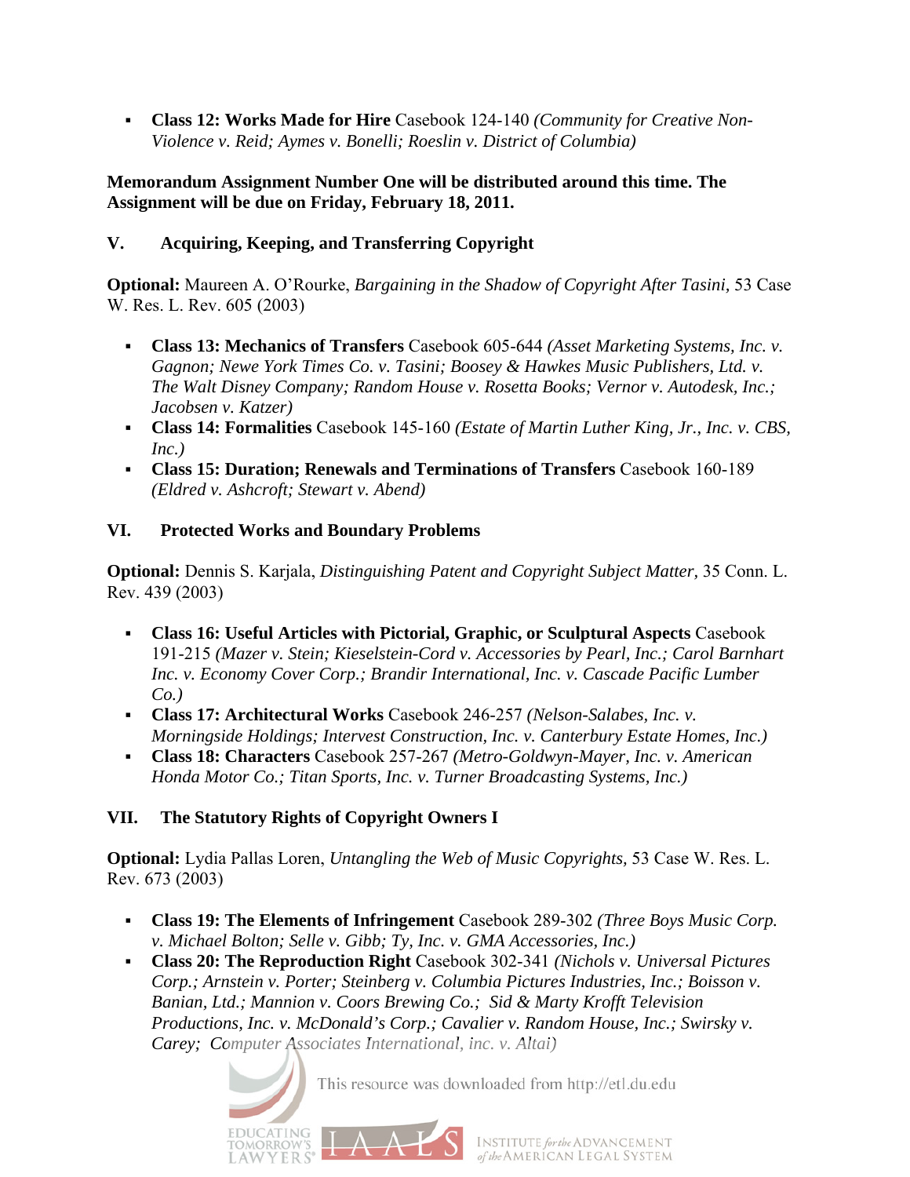- **Class 12: Works Made for Hire** Casebook 124-140 *(Community for Creative Non-Violence v. Reid; Aymes v. Bonelli; Roeslin v. District of Columbia)*

**Memorandum Assignment Number One will be distributed around this time. The Assignment will be due on Friday, February 18, 2011.**

## V. Acquiring, Keeping, and Transferring Copyright

**Optional:** Maureen A. O'Rourke, *Bargaining in the Shadow of Copyright After Tasini*, 53 Case W. Res. L. Rev. 605 (2003)

- **Class 13: Mechanics of Transfers** Casebook 605-644 *(Asset Marketing Systems, Inc. v. Gagnon; Newe York Times Co. v. Tasini; Boosey & Hawkes Music Publishers, Ltd. v. The Walt Disney Company; Random House v. Rosetta Books; Vernor v. Autodesk, Inc.; Jacobsen v. Katzer)*
- **Class 14: Formalities** Casebook 145-160 *(Estate of Martin Luther King, Jr., Inc. v. CBS, Inc.)*
- **Class 15: Duration; Renewals and Terminations of Transfers** Casebook 160-189 *(Eldred v. Ashcroft; Stewart v. Abend)*

## VI. Protected Works and Boundary Problems

**Optional:** Dennis S. Karjala, *Distinguishing Patent and Copyright Subject Matter*, 35 Conn. L. Rev. 439 (2003)

- **Class 16: Useful Articles with Pictorial, Graphic, or Sculptural Aspects** Casebook 191-215 *(Mazer v. Stein; Kieselstein-Cord v. Accessories by Pearl, Inc.; Carol Barnhart Inc. v. Economy Cover Corp.; Brandir International, Inc. v. Cascade Pacific Lumber Co.)*
- **Class 17: Architectural Works** Casebook 246-257 *(Nelson-Salabes, Inc. v. Morningside Holdings; Intervest Construction, Inc. v. Canterbury Estate Homes, Inc.)*
- **Class 18: Characters** Casebook 257-267 *(Metro-Goldwyn-Mayer, Inc. v. American Honda Motor Co.; Titan Sports, Inc. v. Turner Broadcasting Systems, Inc.)*

## VII. The Statutory Rights of Copyright Owners I

**Optional:** Lydia Pallas Loren, *Untangling the Web of Music Copyrights*, 53 Case W. Res. L. Rev. 673 (2003)

- **Class 19: The Elements of Infringement** Casebook 289-302 *(Three Boys Music Corp. v. Michael Bolton; Selle v. Gibb; Ty, Inc. v. GMA Accessories, Inc.)*
- **Class 20: The Reproduction Right** Casebook 302-341 *(Nichols v. Universal Pictures Corp.; Arnstein v. Porter; Steinberg v. Columbia Pictures Industries, Inc.; Boisson v. Banian, Ltd.; Mannion v. Coors Brewing Co.; Sid & Marty Krofft Television Productions, Inc. v. McDonald's Corp.; Cavalier v. Random House, Inc.; Swirsky v. Carey; Computer Associates International, inc. v. Altai)*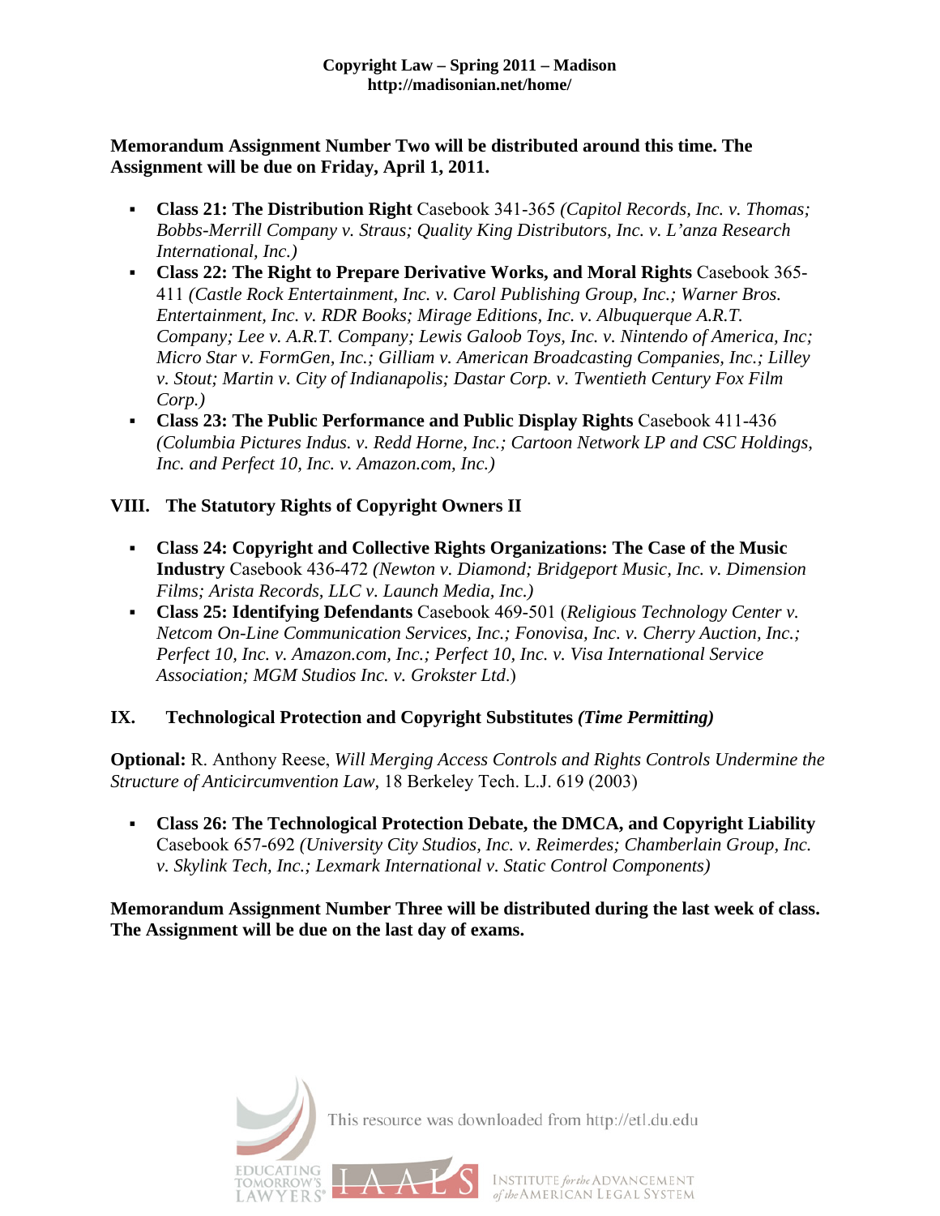**Memorandum Assignment Number Two will be distributed around this time. The Assignment will be due on Friday, April 1, 2011.**

- **Class 21: The Distribution Right** Casebook 341-365 *(Capitol Records, Inc. v. Thomas; Bobbs-Merrill Company v. Straus; Quality King Distributors, Inc. v. L'anza Research International, Inc.)*
- **Class 22: The Right to Prepare Derivative Works, and Moral Rights** Casebook 365-411 *(Castle Rock Entertainment, Inc. v. Carol Publishing Group, Inc.; Warner Bros. Entertainment, Inc. v. RDR Books; Mirage Editions, Inc. v. Albuquerque A.R.T. Company; Lee v. A.R.T. Company; Lewis Galoob Toys, Inc. v. Nintendo of America, Inc; Micro Star v. FormGen, Inc.; Gilliam v. American Broadcasting Companies, Inc.; Lilley v. Stout; Martin v. City of Indianapolis; Dastar Corp. v. Twentieth Century Fox Film Corp.)*
- **Class 23: The Public Performance and Public Display Rights** Casebook 411-436 *(Columbia Pictures Indus. v. Redd Horne, Inc.; Cartoon Network LP and CSC Holdings, Inc. and Perfect 10, Inc. v. Amazon.com, Inc.)*

## VIII. The Statutory Rights of Copyright Owners II

- **Class 24: Copyright and Collective Rights Organizations: The Case of the Music Industry** Casebook 436-472 *(Newton v. Diamond; Bridgeport Music, Inc. v. Dimension Films; Arista Records, LLC v. Launch Media, Inc.)*
- **Class 25: Identifying Defendants** Casebook 469-501 (*Religious Technology Center v. Netcom On-Line Communication Services, Inc.; Fonovisa, Inc. v. Cherry Auction, Inc.; Perfect 10, Inc. v. Amazon.com, Inc.; Perfect 10, Inc. v. Visa International Service Association; MGM Studios Inc. v. Grokster Ltd*.)

## IX. Technological Protection and Copyright Substitutes *(Time Permitting)*

**Optional:** R. Anthony Reese, *Will Merging Access Controls and Rights Controls Undermine the Structure of Anticircumvention Law,* 18 Berkeley Tech. L.J. 619 (2003)

- **Class 26: The Technological Protection Debate, the DMCA, and Copyright Liability** Casebook 657-692 *(University City Studios, Inc. v. Reimerdes; Chamberlain Group, Inc. v. Skylink Tech, Inc.; Lexmark International v. Static Control Components)*

**Memorandum Assignment Number Three will be distributed during the last week of class. The Assignment will be due on the last day of exams.**